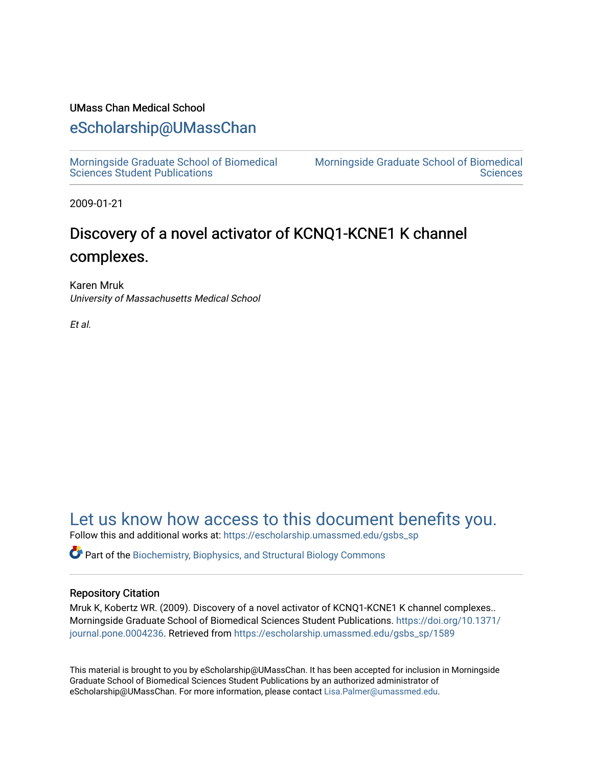UMass Chan Medical School

# eScholarship@UMassChan

Morningside Graduate School of Biomedical Sciences Student Publications

Morningside Graduate School of Biomedical Sciences

2009-01-21

## Discovery of a novel activator of KCNQ1-KCNE1 K channel complexes.

Karen Mruk
*University of Massachusetts Medical School*

*Et al.*

## Let us know how access to this document benefits you.

Follow this and additional works at: https://escholarship.umassmed.edu/gsbs_sp

Part of the Biochemistry, Biophysics, and Structural Biology Commons

### Repository Citation

Mruk K, Kobertz WR. (2009). Discovery of a novel activator of KCNQ1-KCNE1 K channel complexes.. Morningside Graduate School of Biomedical Sciences Student Publications. https://doi.org/10.1371/journal.pone.0004236. Retrieved from https://escholarship.umassmed.edu/gsbs_sp/1589

This material is brought to you by eScholarship@UMassChan. It has been accepted for inclusion in Morningside Graduate School of Biomedical Sciences Student Publications by an authorized administrator of eScholarship@UMassChan. For more information, please contact Lisa.Palmer@umassmed.edu.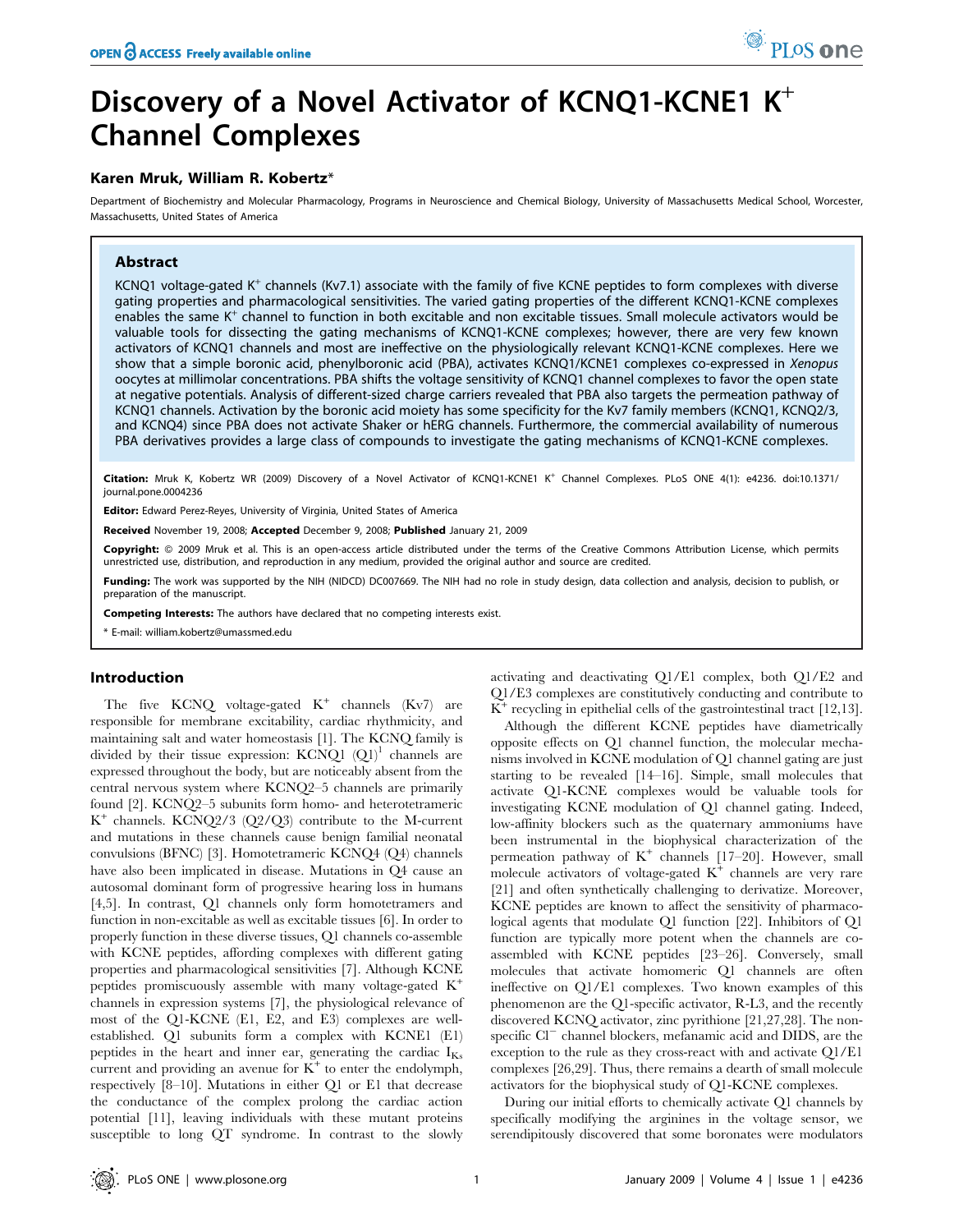# Discovery of a Novel Activator of KCNQ1-KCNE1 K$^+$ Channel Complexes

### Karen Mruk, William R. Kobertz*

Department of Biochemistry and Molecular Pharmacology, Programs in Neuroscience and Chemical Biology, University of Massachusetts Medical School, Worcester, Massachusetts, United States of America

## Abstract

KCNQ1 voltage-gated K$^+$ channels (Kv7.1) associate with the family of five KCNE peptides to form complexes with diverse gating properties and pharmacological sensitivities. The varied gating properties of the different KCNQ1-KCNE complexes enables the same K$^+$ channel to function in both excitable and non excitable tissues. Small molecule activators would be valuable tools for dissecting the gating mechanisms of KCNQ1-KCNE complexes; however, there are very few known activators of KCNQ1 channels and most are ineffective on the physiologically relevant KCNQ1-KCNE complexes. Here we show that a simple boronic acid, phenylboronic acid (PBA), activates KCNQ1/KCNE1 complexes co-expressed in *Xenopus* oocytes at millimolar concentrations. PBA shifts the voltage sensitivity of KCNQ1 channel complexes to favor the open state at negative potentials. Analysis of different-sized charge carriers revealed that PBA also targets the permeation pathway of KCNQ1 channels. Activation by the boronic acid moiety has some specificity for the Kv7 family members (KCNQ1, KCNQ2/3, and KCNQ4) since PBA does not activate Shaker or hERG channels. Furthermore, the commercial availability of numerous PBA derivatives provides a large class of compounds to investigate the gating mechanisms of KCNQ1-KCNE complexes.

**Citation:** Mruk K, Kobertz WR (2009) Discovery of a Novel Activator of KCNQ1-KCNE1 K$^+$ Channel Complexes. PLoS ONE 4(1): e4236. doi:10.1371/journal.pone.0004236

**Editor:** Edward Perez-Reyes, University of Virginia, United States of America

**Received** November 19, 2008; **Accepted** December 9, 2008; **Published** January 21, 2009

**Copyright:** © 2009 Mruk et al. This is an open-access article distributed under the terms of the Creative Commons Attribution License, which permits unrestricted use, distribution, and reproduction in any medium, provided the original author and source are credited.

**Funding:** The work was supported by the NIH (NIDCD) DC007669. The NIH had no role in study design, data collection and analysis, decision to publish, or preparation of the manuscript.

**Competing Interests:** The authors have declared that no competing interests exist.

\* E-mail: william.kobertz@umassmed.edu

## Introduction

The five KCNQ voltage-gated K$^+$ channels (Kv7) are responsible for membrane excitability, cardiac rhythmicity, and maintaining salt and water homeostasis [1]. The KCNQ family is divided by their tissue expression: KCNQ1 (Q1)[1] channels are expressed throughout the body, but are noticeably absent from the central nervous system where KCNQ2–5 channels are primarily found [2]. KCNQ2–5 subunits form homo- and heterotetrameric K$^+$ channels. KCNQ2/3 (Q2/Q3) contribute to the M-current and mutations in these channels cause benign familial neonatal convulsions (BFNC) [3]. Homotetrameric KCNQ4 (Q4) channels have also been implicated in disease. Mutations in Q4 cause an autosomal dominant form of progressive hearing loss in humans [4,5]. In contrast, Q1 channels only form homotetramers and function in non-excitable as well as excitable tissues [6]. In order to properly function in these diverse tissues, Q1 channels co-assemble with KCNE peptides, affording complexes with different gating properties and pharmacological sensitivities [7]. Although KCNE peptides promiscuously assemble with many voltage-gated K$^+$ channels in expression systems [7], the physiological relevance of most of the Q1-KCNE (E1, E2, and E3) complexes are well-established. Q1 subunits form a complex with KCNE1 (E1) peptides in the heart and inner ear, generating the cardiac $I_{Ks}$ current and providing an avenue for K$^+$ to enter the endolymph, respectively [8–10]. Mutations in either Q1 or E1 that decrease the conductance of the complex prolong the cardiac action potential [11], leaving individuals with these mutant proteins susceptible to long QT syndrome. In contrast to the slowly activating and deactivating Q1/E1 complex, both Q1/E2 and Q1/E3 complexes are constitutively conducting and contribute to K$^+$ recycling in epithelial cells of the gastrointestinal tract [12,13].

Although the different KCNE peptides have diametrically opposite effects on Q1 channel function, the molecular mechanisms involved in KCNE modulation of Q1 channel gating are just starting to be revealed [14–16]. Simple, small molecules that activate Q1-KCNE complexes would be valuable tools for investigating KCNE modulation of Q1 channel gating. Indeed, low-affinity blockers such as the quaternary ammoniums have been instrumental in the biophysical characterization of the permeation pathway of K$^+$ channels [17–20]. However, small molecule activators of voltage-gated K$^+$ channels are very rare [21] and often synthetically challenging to derivatize. Moreover, KCNE peptides are known to affect the sensitivity of pharmacological agents that modulate Q1 function [22]. Inhibitors of Q1 function are typically more potent when the channels are co-assembled with KCNE peptides [23–26]. Conversely, small molecules that activate homomeric Q1 channels are often ineffective on Q1/E1 complexes. Two known examples of this phenomenon are the Q1-specific activator, R-L3, and the recently discovered KCNQ activator, zinc pyrithione [21,27,28]. The non-specific Cl$^-$ channel blockers, mefanamic acid and DIDS, are the exception to the rule as they cross-react with and activate Q1/E1 complexes [26,29]. Thus, there remains a dearth of small molecule activators for the biophysical study of Q1-KCNE complexes.

During our initial efforts to chemically activate Q1 channels by specifically modifying the arginines in the voltage sensor, we serendipitously discovered that some boronates were modulators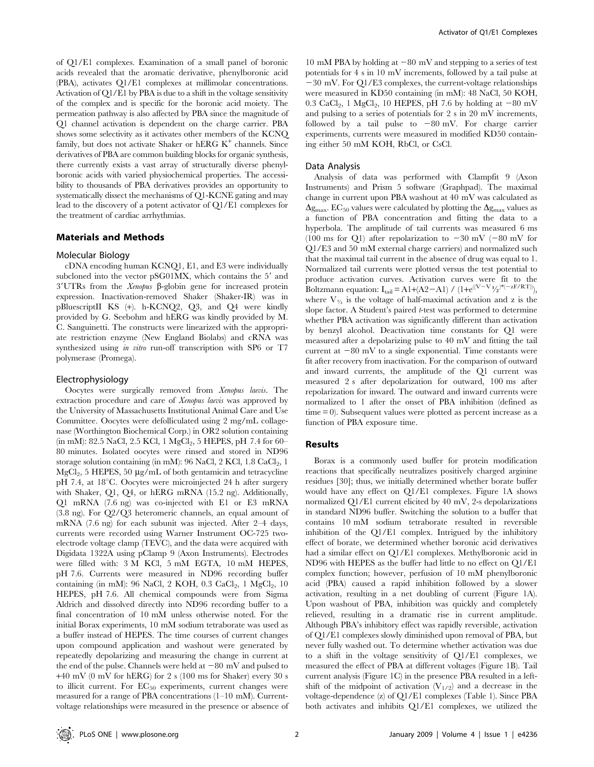of Q1/E1 complexes. Examination of a small panel of boronic acids revealed that the aromatic derivative, phenylboronic acid (PBA), activates Q1/E1 complexes at millimolar concentrations. Activation of Q1/E1 by PBA is due to a shift in the voltage sensitivity of the complex and is specific for the boronic acid moiety. The permeation pathway is also affected by PBA since the magnitude of Q1 channel activation is dependent on the charge carrier. PBA shows some selectivity as it activates other members of the KCNQ family, but does not activate Shaker or hERG $K^+$ channels. Since derivatives of PBA are common building blocks for organic synthesis, there currently exists a vast array of structurally diverse phenylboronic acids with varied physiochemical properties. The accessibility to thousands of PBA derivatives provides an opportunity to systematically dissect the mechanisms of Q1-KCNE gating and may lead to the discovery of a potent activator of Q1/E1 complexes for the treatment of cardiac arrhythmias.

## Materials and Methods

### Molecular Biology

cDNA encoding human KCNQ1, E1, and E3 were individually subcloned into the vector pSG01MX, which contains the 5′ and 3′UTRs from the *Xenopus* β-globin gene for increased protein expression. Inactivation-removed Shaker (Shaker-IR) was in pBluescriptII KS (+). h-KCNQ2, Q3, and Q4 were kindly provided by G. Seebohm and hERG was kindly provided by M. C. Sanguinetti. The constructs were linearized with the appropriate restriction enzyme (New England Biolabs) and cRNA was synthesized using *in vitro* run-off transcription with SP6 or T7 polymerase (Promega).

### Electrophysiology

Oocytes were surgically removed from *Xenopus laevis*. The extraction procedure and care of *Xenopus laevis* was approved by the University of Massachusetts Institutional Animal Care and Use Committee. Oocytes were defolliculated using 2 mg/mL collagenase (Worthington Biochemical Corp.) in OR2 solution containing (in mM): 82.5 NaCl, 2.5 KCl, 1 $MgCl_2$, 5 HEPES, pH 7.4 for 60–80 minutes. Isolated oocytes were rinsed and stored in ND96 storage solution containing (in mM): 96 NaCl, 2 KCl, 1.8 $CaCl_2$, 1 $MgCl_2$, 5 HEPES, 50 μg/mL of both gentamicin and tetracycline pH 7.4, at 18°C. Oocytes were microinjected 24 h after surgery with Shaker, Q1, Q4, or hERG mRNA (15.2 ng). Additionally, Q1 mRNA (7.6 ng) was co-injected with E1 or E3 mRNA (3.8 ng). For Q2/Q3 heteromeric channels, an equal amount of mRNA (7.6 ng) for each subunit was injected. After 2–4 days, currents were recorded using Warner Instrument OC-725 two-electrode voltage clamp (TEVC), and the data were acquired with Digidata 1322A using pClamp 9 (Axon Instruments). Electrodes were filled with: 3 M KCl, 5 mM EGTA, 10 mM HEPES, pH 7.6. Currents were measured in ND96 recording buffer containing (in mM): 96 NaCl, 2 KOH, 0.3 $CaCl_2$, 1 $MgCl_2$, 10 HEPES, pH 7.6. All chemical compounds were from Sigma Aldrich and dissolved directly into ND96 recording buffer to a final concentration of 10 mM unless otherwise noted. For the initial Borax experiments, 10 mM sodium tetraborate was used as a buffer instead of HEPES. The time courses of current changes upon compound application and washout were generated by repeatedly depolarizing and measuring the change in current at the end of the pulse. Channels were held at −80 mV and pulsed to +40 mV (0 mV for hERG) for 2 s (100 ms for Shaker) every 30 s to illicit current. For $EC_{50}$ experiments, current changes were measured for a range of PBA concentrations (1–10 mM). Current-voltage relationships were measured in the presence or absence of 10 mM PBA by holding at −80 mV and stepping to a series of test potentials for 4 s in 10 mV increments, followed by a tail pulse at −30 mV. For Q1/E3 complexes, the current-voltage relationships were measured in KD50 containing (in mM): 48 NaCl, 50 KOH, 0.3 $CaCl_2$, 1 $MgCl_2$, 10 HEPES, pH 7.6 by holding at −80 mV and pulsing to a series of potentials for 2 s in 20 mV increments, followed by a tail pulse to −80 mV. For charge carrier experiments, currents were measured in modified KD50 containing either 50 mM KOH, RbCl, or CsCl.

### Data Analysis

Analysis of data was performed with Clampfit 9 (Axon Instruments) and Prism 5 software (Graphpad). The maximal change in current upon PBA washout at 40 mV was calculated as $\Delta g_{max}$. $EC_{50}$ values were calculated by plotting the $\Delta g_{max}$ values as a function of PBA concentration and fitting the data to a hyperbola. The amplitude of tail currents was measured 6 ms (100 ms for Q1) after repolarization to −30 mV (−80 mV for Q1/E3 and 50 mM external charge carriers) and normalized such that the maximal tail current in the absence of drug was equal to 1. Normalized tail currents were plotted versus the test potential to produce activation curves. Activation curves were fit to the Boltzmann equation: $I_{tail} = A1 + (A2-A1) / (1+e^{((V-V_{1/2})*(-zF/RT))})$, where $V_{1/2}$ is the voltage of half-maximal activation and z is the slope factor. A Student's paired *t*-test was performed to determine whether PBA activation was significantly different than activation by benzyl alcohol. Deactivation time constants for Q1 were measured after a depolarizing pulse to 40 mV and fitting the tail current at −80 mV to a single exponential. Time constants were fit after recovery from inactivation. For the comparison of outward and inward currents, the amplitude of the Q1 current was measured 2 s after depolarization for outward, 100 ms after repolarization for inward. The outward and inward currents were normalized to 1 after the onset of PBA inhibition (defined as time = 0). Subsequent values were plotted as percent increase as a function of PBA exposure time.

## Results

Borax is a commonly used buffer for protein modification reactions that specifically neutralizes positively charged arginine residues [30]; thus, we initially determined whether borate buffer would have any effect on Q1/E1 complexes. Figure 1A shows normalized Q1/E1 current elicited by 40 mV, 2-s depolarizations in standard ND96 buffer. Switching the solution to a buffer that contains 10 mM sodium tetraborate resulted in reversible inhibition of the Q1/E1 complex. Intrigued by the inhibitory effect of borate, we determined whether boronic acid derivatives had a similar effect on Q1/E1 complexes. Methylboronic acid in ND96 with HEPES as the buffer had little to no effect on Q1/E1 complex function; however, perfusion of 10 mM phenylboronic acid (PBA) caused a rapid inhibition followed by a slower activation, resulting in a net doubling of current (Figure 1A). Upon washout of PBA, inhibition was quickly and completely relieved, resulting in a dramatic rise in current amplitude. Although PBA's inhibitory effect was rapidly reversible, activation of Q1/E1 complexes slowly diminished upon removal of PBA, but never fully washed out. To determine whether activation was due to a shift in the voltage sensitivity of Q1/E1 complexes, we measured the effect of PBA at different voltages (Figure 1B). Tail current analysis (Figure 1C) in the presence PBA resulted in a left-shift of the midpoint of activation ($V_{1/2}$) and a decrease in the voltage-dependence (z) of Q1/E1 complexes (Table 1). Since PBA both activates and inhibits Q1/E1 complexes, we utilized the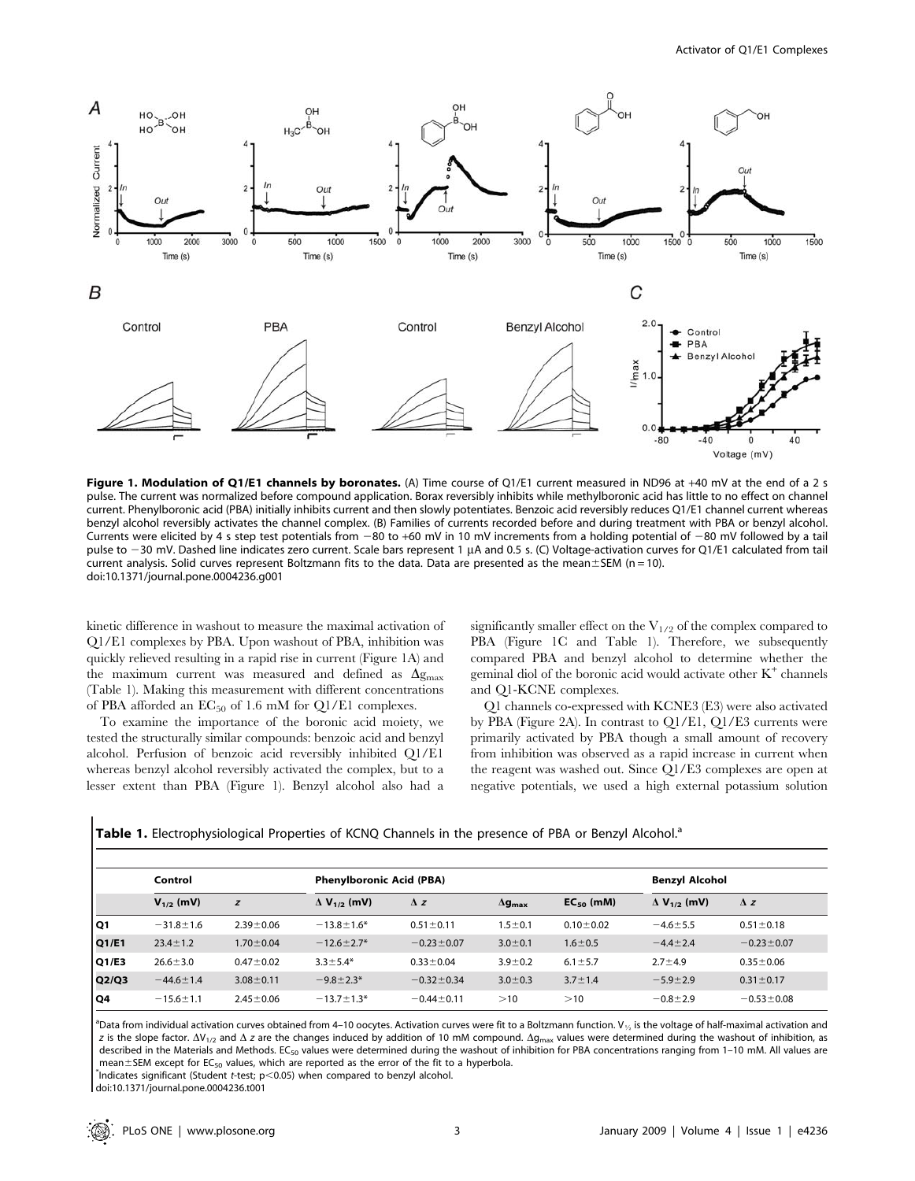**Figure 1. Modulation of Q1/E1 channels by boronates.** (A) Time course of Q1/E1 current measured in ND96 at +40 mV at the end of a 2 s pulse. The current was normalized before compound application. Borax reversibly inhibits while methylboronic acid has little to no effect on channel current. Phenylboronic acid (PBA) initially inhibits current and then slowly potentiates. Benzoic acid reversibly reduces Q1/E1 channel current whereas benzyl alcohol reversibly activates the channel complex. (B) Families of currents recorded before and during treatment with PBA or benzyl alcohol. Currents were elicited by 4 s step test potentials from −80 to +60 mV in 10 mV increments from a holding potential of −80 mV followed by a tail pulse to −30 mV. Dashed line indicates zero current. Scale bars represent 1 µA and 0.5 s. (C) Voltage-activation curves for Q1/E1 calculated from tail current analysis. Solid curves represent Boltzmann fits to the data. Data are presented as the mean±SEM (n = 10).
doi:10.1371/journal.pone.0004236.g001

kinetic difference in washout to measure the maximal activation of Q1/E1 complexes by PBA. Upon washout of PBA, inhibition was quickly relieved resulting in a rapid rise in current (Figure 1A) and the maximum current was measured and defined as $\Delta g_{max}$ (Table 1). Making this measurement with different concentrations of PBA afforded an $EC_{50}$ of 1.6 mM for Q1/E1 complexes.

To examine the importance of the boronic acid moiety, we tested the structurally similar compounds: benzoic acid and benzyl alcohol. Perfusion of benzoic acid reversibly inhibited Q1/E1 whereas benzyl alcohol reversibly activated the complex, but to a lesser extent than PBA (Figure 1). Benzyl alcohol also had a significantly smaller effect on the $V_{1/2}$ of the complex compared to PBA (Figure 1C and Table 1). Therefore, we subsequently compared PBA and benzyl alcohol to determine whether the geminal diol of the boronic acid would activate other $K^+$ channels and Q1-KCNE complexes.

Q1 channels co-expressed with KCNE3 (E3) were also activated by PBA (Figure 2A). In contrast to Q1/E1, Q1/E3 currents were primarily activated by PBA though a small amount of recovery from inhibition was observed as a rapid increase in current when the reagent was washed out. Since Q1/E3 complexes are open at negative potentials, we used a high external potassium solution

**Table 1.** Electrophysiological Properties of KCNQ Channels in the presence of PBA or Benzyl Alcohol.[a]

| | Control | | Phenylboronic Acid (PBA) | | | | Benzyl Alcohol | |
|---|---|---|---|---|---|---|---|---|
| | $V_{1/2}$ (mV) | $z$ | $\Delta V_{1/2}$ (mV) | $\Delta z$ | $\Delta g_{max}$ | $EC_{50}$ (mM) | $\Delta V_{1/2}$ (mV) | $\Delta z$ |
| Q1 | −31.8±1.6 | 2.39±0.06 | −13.8±1.6* | 0.51±0.11 | 1.5±0.1 | 0.10±0.02 | −4.6±5.5 | 0.51±0.18 |
| Q1/E1 | 23.4±1.2 | 1.70±0.04 | −12.6±2.7* | −0.23±0.07 | 3.0±0.1 | 1.6±0.5 | −4.4±2.4 | −0.23±0.07 |
| Q1/E3 | 26.6±3.0 | 0.47±0.02 | 3.3±5.4* | 0.33±0.04 | 3.9±0.2 | 6.1±5.7 | 2.7±4.9 | 0.35±0.06 |
| Q2/Q3 | −44.6±1.4 | 3.08±0.11 | −9.8±2.3* | −0.32±0.34 | 3.0±0.3 | 3.7±1.4 | −5.9±2.9 | 0.31±0.17 |
| Q4 | −15.6±1.1 | 2.45±0.06 | −13.7±1.3* | −0.44±0.11 | >10 | >10 | −0.8±2.9 | −0.53±0.08 |

[a]Data from individual activation curves obtained from 4–10 oocytes. Activation curves were fit to a Boltzmann function. $V_{1/2}$ is the voltage of half-maximal activation and $z$ is the slope factor. $\Delta V_{1/2}$ and $\Delta z$ are the changes induced by addition of 10 mM compound. $\Delta g_{max}$ values were determined during the washout of inhibition, as described in the Materials and Methods. $EC_{50}$ values were determined during the washout of inhibition for PBA concentrations ranging from 1–10 mM. All values are mean±SEM except for $EC_{50}$ values, which are reported as the error of the fit to a hyperbola.
*Indicates significant (Student t-test; $p<0.05$) when compared to benzyl alcohol.
doi:10.1371/journal.pone.0004236.t001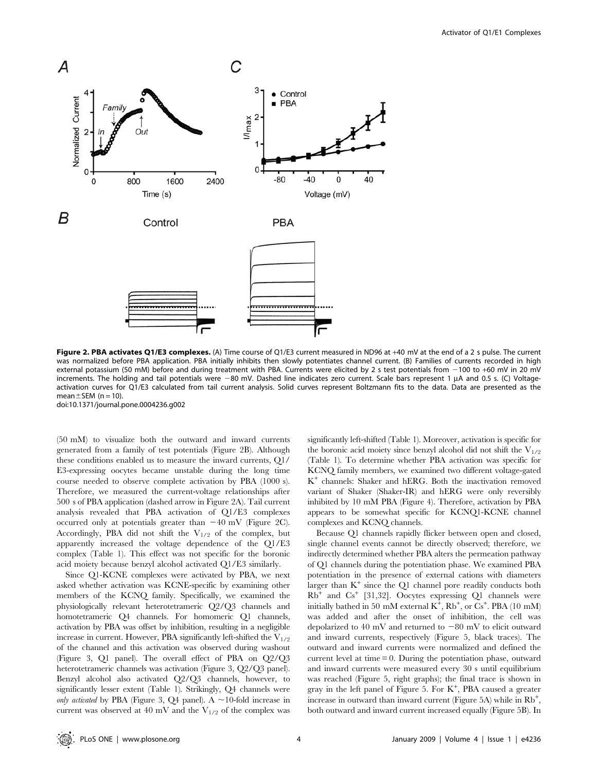**Figure 2. PBA activates Q1/E3 complexes.** (A) Time course of Q1/E3 current measured in ND96 at +40 mV at the end of a 2 s pulse. The current was normalized before PBA application. PBA initially inhibits then slowly potentiates channel current. (B) Families of currents recorded in high external potassium (50 mM) before and during treatment with PBA. Currents were elicited by 2 s test potentials from −100 to +60 mV in 20 mV increments. The holding and tail potentials were −80 mV. Dashed line indicates zero current. Scale bars represent 1 μA and 0.5 s. (C) Voltage-activation curves for Q1/E3 calculated from tail current analysis. Solid curves represent Boltzmann fits to the data. Data are presented as the mean±SEM (n = 10).

doi:10.1371/journal.pone.0004236.g002

(50 mM) to visualize both the outward and inward currents generated from a family of test potentials (Figure 2B). Although these conditions enabled us to measure the inward currents, Q1/E3-expressing oocytes became unstable during the long time course needed to observe complete activation by PBA (1000 s). Therefore, we measured the current-voltage relationships after 500 s of PBA application (dashed arrow in Figure 2A). Tail current analysis revealed that PBA activation of Q1/E3 complexes occurred only at potentials greater than −40 mV (Figure 2C). Accordingly, PBA did not shift the $V_{1/2}$ of the complex, but apparently increased the voltage dependence of the Q1/E3 complex (Table 1). This effect was not specific for the boronic acid moiety because benzyl alcohol activated Q1/E3 similarly.

Since Q1-KCNE complexes were activated by PBA, we next asked whether activation was KCNE-specific by examining other members of the KCNQ family. Specifically, we examined the physiologically relevant heterotetrameric Q2/Q3 channels and homotetrameric Q4 channels. For homomeric Q1 channels, activation by PBA was offset by inhibition, resulting in a negligible increase in current. However, PBA significantly left-shifted the $V_{1/2}$ of the channel and this activation was observed during washout (Figure 3, Q1 panel). The overall effect of PBA on Q2/Q3 heterotetrameric channels was activation (Figure 3, Q2/Q3 panel). Benzyl alcohol also activated Q2/Q3 channels, however, to significantly lesser extent (Table 1). Strikingly, Q4 channels were *only activated* by PBA (Figure 3, Q4 panel). A ~10-fold increase in current was observed at 40 mV and the $V_{1/2}$ of the complex was significantly left-shifted (Table 1). Moreover, activation is specific for the boronic acid moiety since benzyl alcohol did not shift the $V_{1/2}$ (Table 1). To determine whether PBA activation was specific for KCNQ family members, we examined two different voltage-gated $K^+$ channels: Shaker and hERG. Both the inactivation removed variant of Shaker (Shaker-IR) and hERG were only reversibly inhibited by 10 mM PBA (Figure 4). Therefore, activation by PBA appears to be somewhat specific for KCNQ1-KCNE channel complexes and KCNQ channels.

Because Q1 channels rapidly flicker between open and closed, single channel events cannot be directly observed; therefore, we indirectly determined whether PBA alters the permeation pathway of Q1 channels during the potentiation phase. We examined PBA potentiation in the presence of external cations with diameters larger than $K^+$ since the Q1 channel pore readily conducts both $Rb^+$ and $Cs^+$ [31,32]. Oocytes expressing Q1 channels were initially bathed in 50 mM external $K^+$, $Rb^+$, or $Cs^+$. PBA (10 mM) was added and after the onset of inhibition, the cell was depolarized to 40 mV and returned to −80 mV to elicit outward and inward currents, respectively (Figure 5, black traces). The outward and inward currents were normalized and defined the current level at time = 0. During the potentiation phase, outward and inward currents were measured every 30 s until equilibrium was reached (Figure 5, right graphs); the final trace is shown in gray in the left panel of Figure 5. For $K^+$, PBA caused a greater increase in outward than inward current (Figure 5A) while in $Rb^+$, both outward and inward current increased equally (Figure 5B). In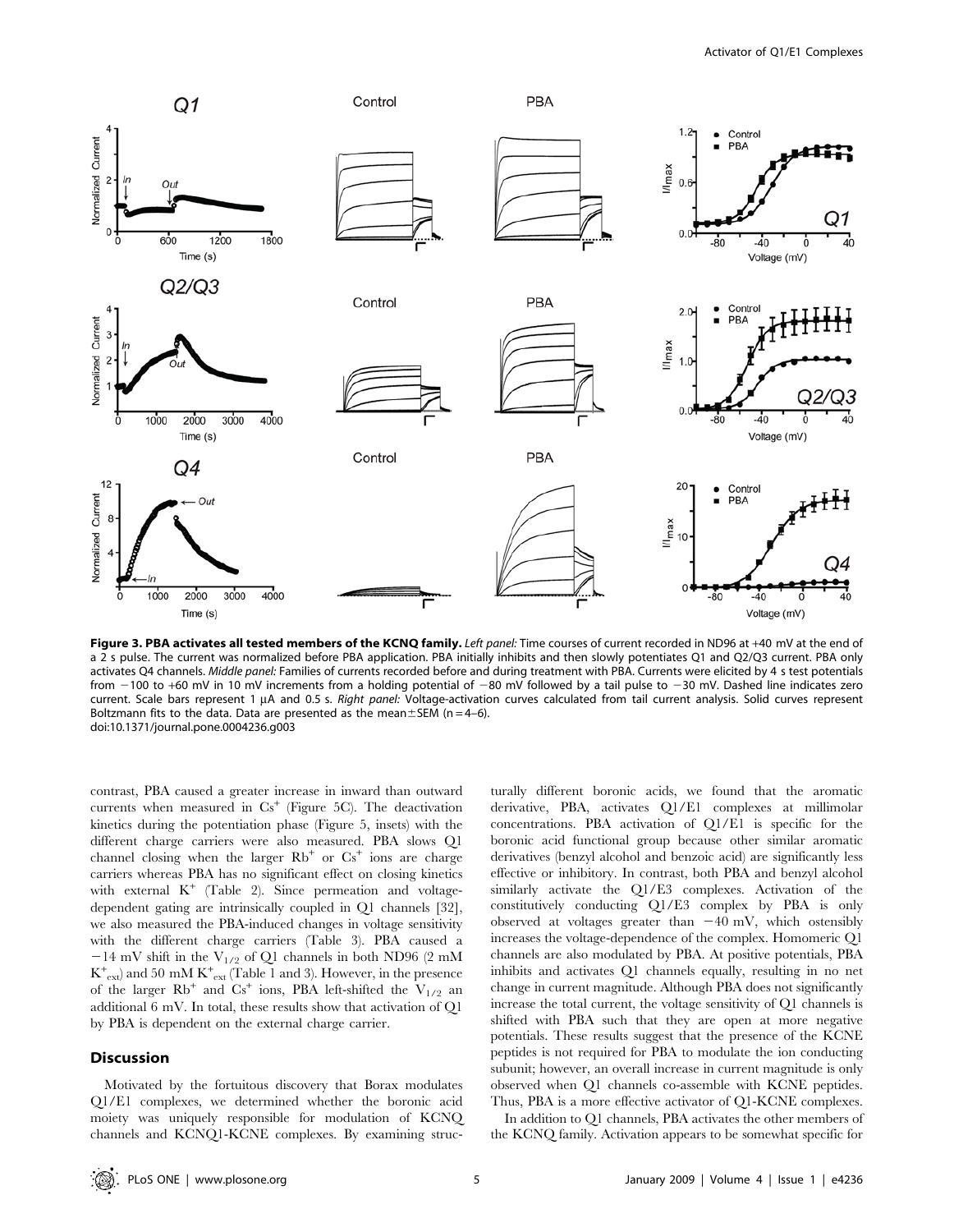**Figure 3. PBA activates all tested members of the KCNQ family.** *Left panel:* Time courses of current recorded in ND96 at +40 mV at the end of a 2 s pulse. The current was normalized before PBA application. PBA initially inhibits and then slowly potentiates Q1 and Q2/Q3 current. PBA only activates Q4 channels. *Middle panel:* Families of currents recorded before and during treatment with PBA. Currents were elicited by 4 s test potentials from −100 to +60 mV in 10 mV increments from a holding potential of −80 mV followed by a tail pulse to −30 mV. Dashed line indicates zero current. Scale bars represent 1 μA and 0.5 s. *Right panel:* Voltage-activation curves calculated from tail current analysis. Solid curves represent Boltzmann fits to the data. Data are presented as the mean±SEM (n = 4–6).
doi:10.1371/journal.pone.0004236.g003

contrast, PBA caused a greater increase in inward than outward currents when measured in $Cs^+$ (Figure 5C). The deactivation kinetics during the potentiation phase (Figure 5, insets) with the different charge carriers were also measured. PBA slows Q1 channel closing when the larger $Rb^+$ or $Cs^+$ ions are charge carriers whereas PBA has no significant effect on closing kinetics with external $K^+$ (Table 2). Since permeation and voltage-dependent gating are intrinsically coupled in Q1 channels [32], we also measured the PBA-induced changes in voltage sensitivity with the different charge carriers (Table 3). PBA caused a −14 mV shift in the $V_{1/2}$ of Q1 channels in both ND96 (2 mM $K^+_{ext}$) and 50 mM $K^+_{ext}$ (Table 1 and 3). However, in the presence of the larger $Rb^+$ and $Cs^+$ ions, PBA left-shifted the $V_{1/2}$ an additional 6 mV. In total, these results show that activation of Q1 by PBA is dependent on the external charge carrier.

## Discussion

Motivated by the fortuitous discovery that Borax modulates Q1/E1 complexes, we determined whether the boronic acid moiety was uniquely responsible for modulation of KCNQ channels and KCNQ1-KCNE complexes. By examining structurally different boronic acids, we found that the aromatic derivative, PBA, activates Q1/E1 complexes at millimolar concentrations. PBA activation of Q1/E1 is specific for the boronic acid functional group because other similar aromatic derivatives (benzyl alcohol and benzoic acid) are significantly less effective or inhibitory. In contrast, both PBA and benzyl alcohol similarly activate the Q1/E3 complexes. Activation of the constitutively conducting Q1/E3 complex by PBA is only observed at voltages greater than −40 mV, which ostensibly increases the voltage-dependence of the complex. Homomeric Q1 channels are also modulated by PBA. At positive potentials, PBA inhibits and activates Q1 channels equally, resulting in no net change in current magnitude. Although PBA does not significantly increase the total current, the voltage sensitivity of Q1 channels is shifted with PBA such that they are open at more negative potentials. These results suggest that the presence of the KCNE peptides is not required for PBA to modulate the ion conducting subunit; however, an overall increase in current magnitude is only observed when Q1 channels co-assemble with KCNE peptides. Thus, PBA is a more effective activator of Q1-KCNE complexes.

In addition to Q1 channels, PBA activates the other members of the KCNQ family. Activation appears to be somewhat specific for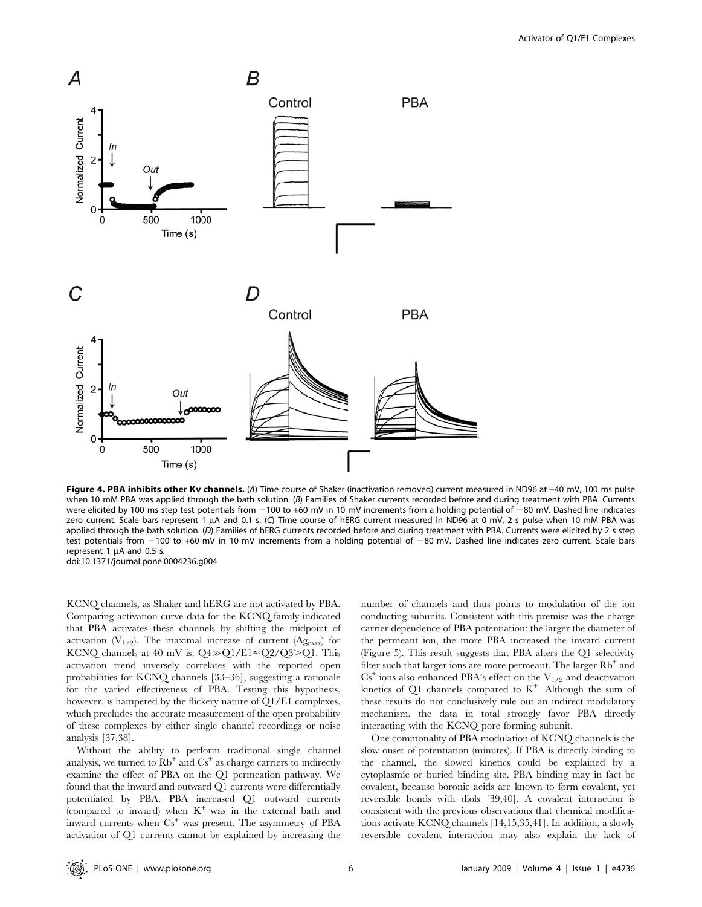**Figure 4. PBA inhibits other Kv channels.** (*A*) Time course of Shaker (inactivation removed) current measured in ND96 at +40 mV, 100 ms pulse when 10 mM PBA was applied through the bath solution. (*B*) Families of Shaker currents recorded before and during treatment with PBA. Currents were elicited by 100 ms step test potentials from −100 to +60 mV in 10 mV increments from a holding potential of −80 mV. Dashed line indicates zero current. Scale bars represent 1 μA and 0.1 s. (*C*) Time course of hERG current measured in ND96 at 0 mV, 2 s pulse when 10 mM PBA was applied through the bath solution. (*D*) Families of hERG currents recorded before and during treatment with PBA. Currents were elicited by 2 s step test potentials from −100 to +60 mV in 10 mV increments from a holding potential of −80 mV. Dashed line indicates zero current. Scale bars represent 1 μA and 0.5 s.
doi:10.1371/journal.pone.0004236.g004

KCNQ channels, as Shaker and hERG are not activated by PBA. Comparing activation curve data for the KCNQ family indicated that PBA activates these channels by shifting the midpoint of activation ($V_{1/2}$). The maximal increase of current ($\Delta g_{max}$) for KCNQ channels at 40 mV is: $Q4 \gg Q1/E1 \approx Q2/Q3 > Q1$. This activation trend inversely correlates with the reported open probabilities for KCNQ channels [33–36], suggesting a rationale for the varied effectiveness of PBA. Testing this hypothesis, however, is hampered by the flickery nature of Q1/E1 complexes, which precludes the accurate measurement of the open probability of these complexes by either single channel recordings or noise analysis [37,38].

Without the ability to perform traditional single channel analysis, we turned to $Rb^+$ and $Cs^+$ as charge carriers to indirectly examine the effect of PBA on the Q1 permeation pathway. We found that the inward and outward Q1 currents were differentially potentiated by PBA. PBA increased Q1 outward currents (compared to inward) when $K^+$ was in the external bath and inward currents when $Cs^+$ was present. The asymmetry of PBA activation of Q1 currents cannot be explained by increasing the number of channels and thus points to modulation of the ion conducting subunits. Consistent with this premise was the charge carrier dependence of PBA potentiation: the larger the diameter of the permeant ion, the more PBA increased the inward current (Figure 5). This result suggests that PBA alters the Q1 selectivity filter such that larger ions are more permeant. The larger $Rb^+$ and $Cs^+$ ions also enhanced PBA's effect on the $V_{1/2}$ and deactivation kinetics of Q1 channels compared to $K^+$. Although the sum of these results do not conclusively rule out an indirect modulatory mechanism, the data in total strongly favor PBA directly interacting with the KCNQ pore forming subunit.

One commonality of PBA modulation of KCNQ channels is the slow onset of potentiation (minutes). If PBA is directly binding to the channel, the slowed kinetics could be explained by a cytoplasmic or buried binding site. PBA binding may in fact be covalent, because boronic acids are known to form covalent, yet reversible bonds with diols [39,40]. A covalent interaction is consistent with the previous observations that chemical modifications activate KCNQ channels [14,15,35,41]. In addition, a slowly reversible covalent interaction may also explain the lack of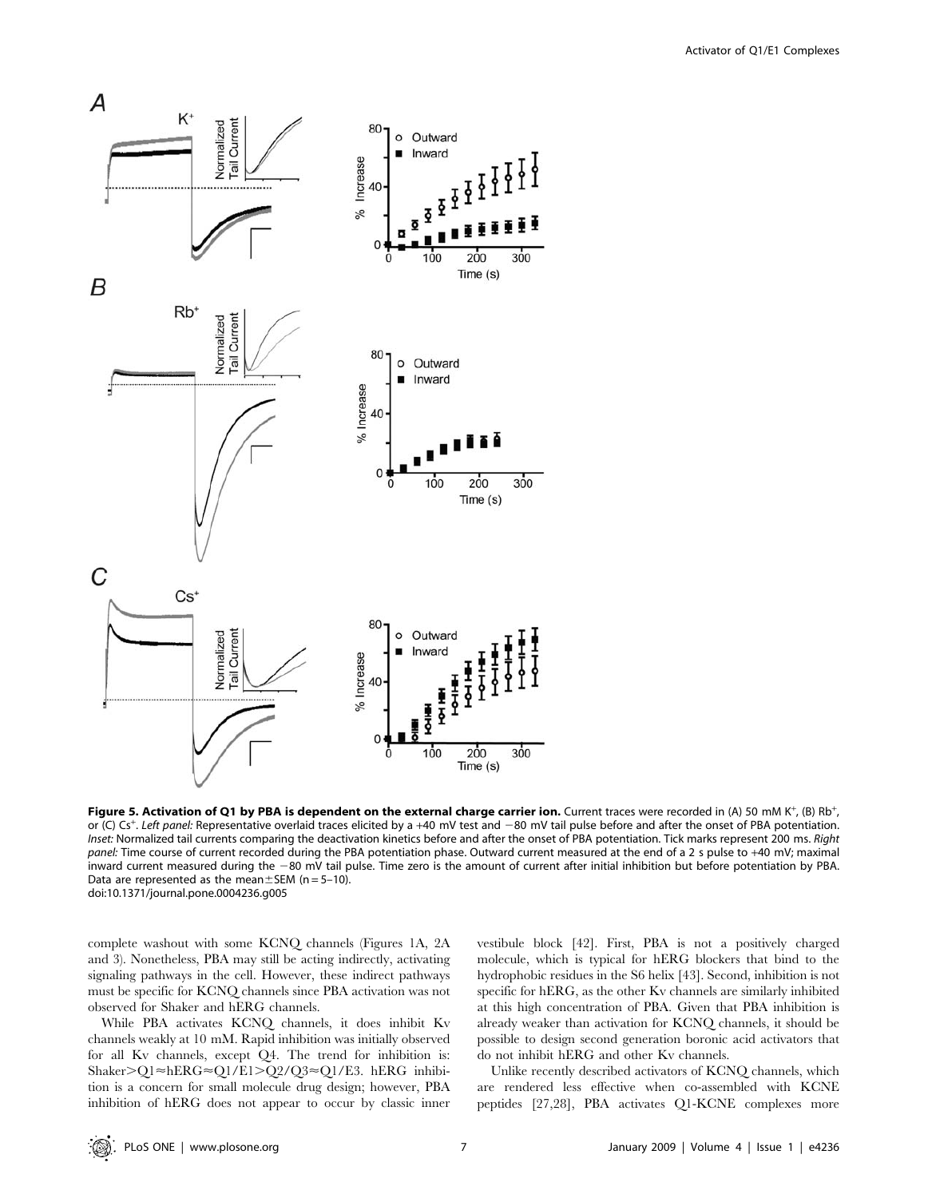**Figure 5. Activation of Q1 by PBA is dependent on the external charge carrier ion.** Current traces were recorded in (A) 50 mM $K^+$, (B) $Rb^+$, or (C) $Cs^+$. *Left panel:* Representative overlaid traces elicited by a +40 mV test and −80 mV tail pulse before and after the onset of PBA potentiation. *Inset:* Normalized tail currents comparing the deactivation kinetics before and after the onset of PBA potentiation. Tick marks represent 200 ms. *Right panel:* Time course of current recorded during the PBA potentiation phase. Outward current measured at the end of a 2 s pulse to +40 mV; maximal inward current measured during the −80 mV tail pulse. Time zero is the amount of current after initial inhibition but before potentiation by PBA. Data are represented as the mean±SEM (n = 5–10).
doi:10.1371/journal.pone.0004236.g005

complete washout with some KCNQ channels (Figures 1A, 2A and 3). Nonetheless, PBA may still be acting indirectly, activating signaling pathways in the cell. However, these indirect pathways must be specific for KCNQ channels since PBA activation was not observed for Shaker and hERG channels.

While PBA activates KCNQ channels, it does inhibit Kv channels weakly at 10 mM. Rapid inhibition was initially observed for all Kv channels, except Q4. The trend for inhibition is: Shaker>Q1≈hERG≈Q1/E1>Q2/Q3≈Q1/E3. hERG inhibition is a concern for small molecule drug design; however, PBA inhibition of hERG does not appear to occur by classic inner vestibule block [42]. First, PBA is not a positively charged molecule, which is typical for hERG blockers that bind to the hydrophobic residues in the S6 helix [43]. Second, inhibition is not specific for hERG, as the other Kv channels are similarly inhibited at this high concentration of PBA. Given that PBA inhibition is already weaker than activation for KCNQ channels, it should be possible to design second generation boronic acid activators that do not inhibit hERG and other Kv channels.

Unlike recently described activators of KCNQ channels, which are rendered less effective when co-assembled with KCNE peptides [27,28], PBA activates Q1-KCNE complexes more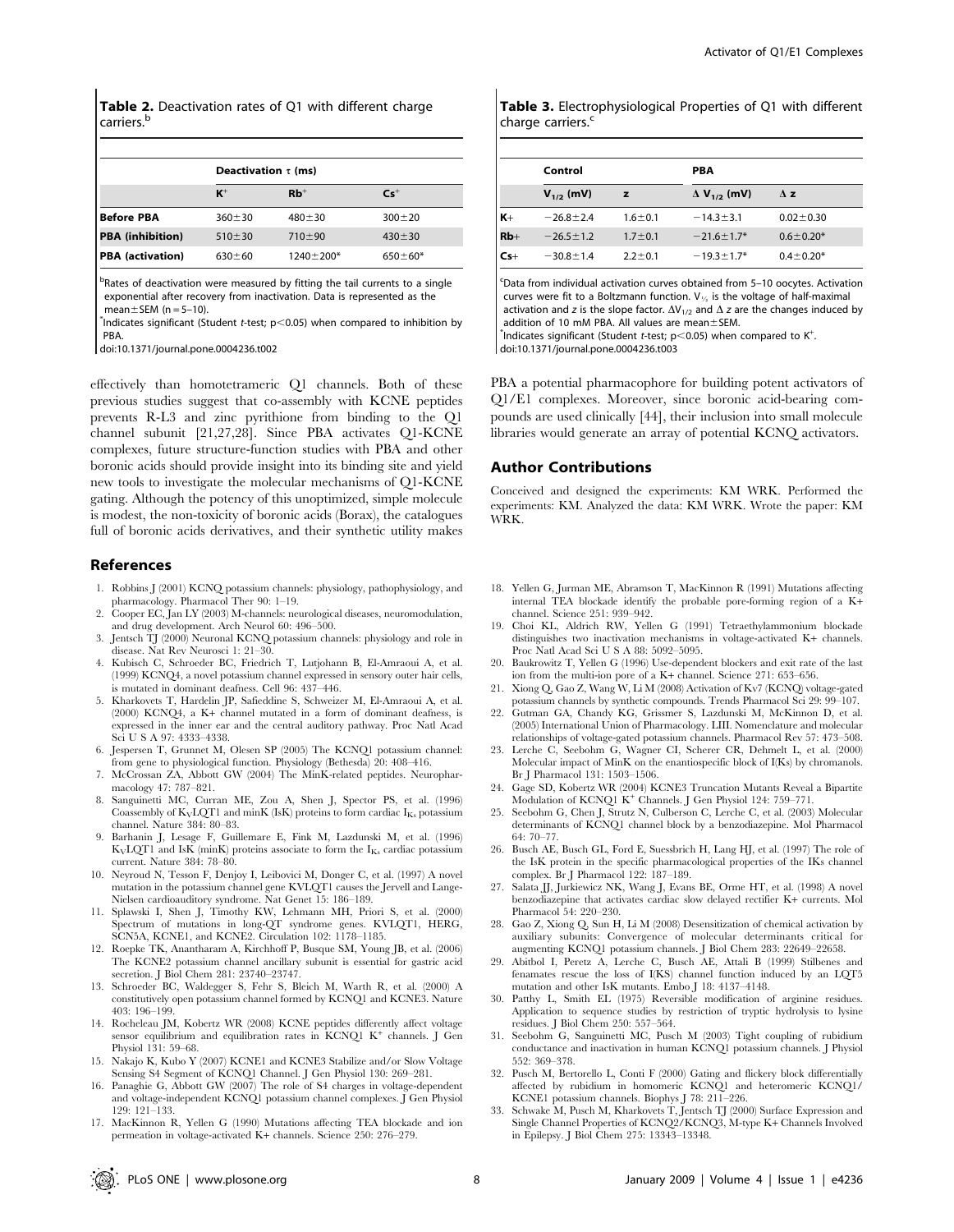**Table 2.** Deactivation rates of Q1 with different charge carriers.[b]

| | Deactivation τ (ms) | | |
|---|---|---|---|
| | $K^+$ | $Rb^+$ | $Cs^+$ |
| **Before PBA** | 360±30 | 480±30 | 300±20 |
| **PBA (inhibition)** | 510±30 | 710±90 | 430±30 |
| **PBA (activation)** | 630±60 | 1240±200* | 650±60* |

[b]Rates of deactivation were measured by fitting the tail currents to a single exponential after recovery from inactivation. Data is represented as the mean±SEM (n = 5–10).

*Indicates significant (Student *t*-test; $p<0.05$) when compared to inhibition by PBA.

doi:10.1371/journal.pone.0004236.t002

**Table 3.** Electrophysiological Properties of Q1 with different charge carriers.[c]

| | Control | | PBA | |
|---|---|---|---|---|
| | $V_{1/2}$ (mV) | z | $\Delta V_{1/2}$ (mV) | Δ z |
| **K+** | −26.8±2.4 | 1.6±0.1 | −14.3±3.1 | 0.02±0.30 |
| **Rb+** | −26.5±1.2 | 1.7±0.1 | −21.6±1.7* | 0.6±0.20* |
| **Cs+** | −30.8±1.4 | 2.2±0.1 | −19.3±1.7* | 0.4±0.20* |

[c]Data from individual activation curves obtained from 5–10 oocytes. Activation curves were fit to a Boltzmann function. $V_{1/2}$ is the voltage of half-maximal activation and z is the slope factor. $\Delta V_{1/2}$ and Δ z are the changes induced by addition of 10 mM PBA. All values are mean±SEM.

*Indicates significant (Student *t*-test; $p<0.05$) when compared to $K^+$.

doi:10.1371/journal.pone.0004236.t003

effectively than homotetrameric Q1 channels. Both of these previous studies suggest that co-assembly with KCNE peptides prevents R-L3 and zinc pyrithione from binding to the Q1 channel subunit [21,27,28]. Since PBA activates Q1-KCNE complexes, future structure-function studies with PBA and other boronic acids should provide insight into its binding site and yield new tools to investigate the molecular mechanisms of Q1-KCNE gating. Although the potency of this unoptimized, simple molecule is modest, the non-toxicity of boronic acids (Borax), the catalogues full of boronic acids derivatives, and their synthetic utility makes PBA a potential pharmacophore for building potent activators of Q1/E1 complexes. Moreover, since boronic acid-bearing compounds are used clinically [44], their inclusion into small molecule libraries would generate an array of potential KCNQ activators.

## Author Contributions

Conceived and designed the experiments: KM WRK. Performed the experiments: KM. Analyzed the data: KM WRK. Wrote the paper: KM WRK.

## References

1. Robbins J (2001) KCNQ potassium channels: physiology, pathophysiology, and pharmacology. Pharmacol Ther 90: 1–19.
2. Cooper EC, Jan LY (2003) M-channels: neurological diseases, neuromodulation, and drug development. Arch Neurol 60: 496–500.
3. Jentsch TJ (2000) Neuronal KCNQ potassium channels: physiology and role in disease. Nat Rev Neurosci 1: 21–30.
4. Kubisch C, Schroeder BC, Friedrich T, Lutjohann B, El-Amraoui A, et al. (1999) KCNQ4, a novel potassium channel expressed in sensory outer hair cells, is mutated in dominant deafness. Cell 96: 437–446.
5. Kharkovets T, Hardelin JP, Safieddine S, Schweizer M, El-Amraoui A, et al. (2000) KCNQ4, a K+ channel mutated in a form of dominant deafness, is expressed in the inner ear and the central auditory pathway. Proc Natl Acad Sci U S A 97: 4333–4338.
6. Jespersen T, Grunnet M, Olesen SP (2005) The KCNQ1 potassium channel: from gene to physiological function. Physiology (Bethesda) 20: 408–416.
7. McCrossan ZA, Abbott GW (2004) The MinK-related peptides. Neuropharmacology 47: 787–821.
8. Sanguinetti MC, Curran ME, Zou A, Shen J, Spector PS, et al. (1996) Coassembly of $K_VLQT1$ and minK (IsK) proteins to form cardiac $I_{Ks}$ potassium channel. Nature 384: 80–83.
9. Barhanin J, Lesage F, Guillemare E, Fink M, Lazdunski M, et al. (1996) $K_VLQT1$ and IsK (minK) proteins associate to form the $I_{Ks}$ cardiac potassium current. Nature 384: 78–80.
10. Neyroud N, Tesson F, Denjoy I, Leibovici M, Donger C, et al. (1997) A novel mutation in the potassium channel gene KVLQT1 causes the Jervell and Lange-Nielsen cardioauditory syndrome. Nat Genet 15: 186–189.
11. Splawski I, Shen J, Timothy KW, Lehmann MH, Priori S, et al. (2000) Spectrum of mutations in long-QT syndrome genes. KVLQT1, HERG, SCN5A, KCNE1, and KCNE2. Circulation 102: 1178–1185.
12. Roepke TK, Anantharam A, Kirchhoff P, Busque SM, Young JB, et al. (2006) The KCNE2 potassium channel ancillary subunit is essential for gastric acid secretion. J Biol Chem 281: 23740–23747.
13. Schroeder BC, Waldegger S, Fehr S, Bleich M, Warth R, et al. (2000) A constitutively open potassium channel formed by KCNQ1 and KCNE3. Nature 403: 196–199.
14. Rocheleau JM, Kobertz WR (2008) KCNE peptides differently affect voltage sensor equilibrium and equilibration rates in KCNQ1 $K^+$ channels. J Gen Physiol 131: 59–68.
15. Nakajo K, Kubo Y (2007) KCNE1 and KCNE3 Stabilize and/or Slow Voltage Sensing S4 Segment of KCNQ1 Channel. J Gen Physiol 130: 269–281.
16. Panaghie G, Abbott GW (2007) The role of S4 charges in voltage-dependent and voltage-independent KCNQ1 potassium channel complexes. J Gen Physiol 129: 121–133.
17. MacKinnon R, Yellen G (1990) Mutations affecting TEA blockade and ion permeation in voltage-activated K+ channels. Science 250: 276–279.
18. Yellen G, Jurman ME, Abramson T, MacKinnon R (1991) Mutations affecting internal TEA blockade identify the probable pore-forming region of a K+ channel. Science 251: 939–942.
19. Choi KL, Aldrich RW, Yellen G (1991) Tetraethylammonium blockade distinguishes two inactivation mechanisms in voltage-activated K+ channels. Proc Natl Acad Sci U S A 88: 5092–5095.
20. Baukrowitz T, Yellen G (1996) Use-dependent blockers and exit rate of the last ion from the multi-ion pore of a K+ channel. Science 271: 653–656.
21. Xiong Q, Gao Z, Wang W, Li M (2008) Activation of Kv7 (KCNQ) voltage-gated potassium channels by synthetic compounds. Trends Pharmacol Sci 29: 99–107.
22. Gutman GA, Chandy KG, Grissmer S, Lazdunski M, McKinnon D, et al. (2005) International Union of Pharmacology. LIII. Nomenclature and molecular relationships of voltage-gated potassium channels. Pharmacol Rev 57: 473–508.
23. Lerche C, Seebohm G, Wagner CI, Scherer CR, Dehmelt L, et al. (2000) Molecular impact of MinK on the enantiospecific block of I(Ks) by chromanols. Br J Pharmacol 131: 1503–1506.
24. Gage SD, Kobertz WR (2004) KCNE3 Truncation Mutants Reveal a Bipartite Modulation of KCNQ1 $K^+$ Channels. J Gen Physiol 124: 759–771.
25. Seebohm G, Chen J, Strutz N, Culberson C, Lerche C, et al. (2003) Molecular determinants of KCNQ1 channel block by a benzodiazepine. Mol Pharmacol 64: 70–77.
26. Busch AE, Busch GL, Ford E, Suessbrich H, Lang HJ, et al. (1997) The role of the IsK protein in the specific pharmacological properties of the IKs channel complex. Br J Pharmacol 122: 187–189.
27. Salata JJ, Jurkiewicz NK, Wang J, Evans BE, Orme HT, et al. (1998) A novel benzodiazepine that activates cardiac slow delayed rectifier K+ currents. Mol Pharmacol 54: 220–230.
28. Gao Z, Xiong Q, Sun H, Li M (2008) Desensitization of chemical activation by auxiliary subunits: Convergence of molecular determinants critical for augmenting KCNQ1 potassium channels. J Biol Chem 283: 22649–22658.
29. Abitbol I, Peretz A, Lerche C, Busch AE, Attali B (1999) Stilbenes and fenamates rescue the loss of I(KS) channel function induced by an LQT5 mutation and other IsK mutants. Embo J 18: 4137–4148.
30. Patthy L, Smith EL (1975) Reversible modification of arginine residues. Application to sequence studies by restriction of tryptic hydrolysis to lysine residues. J Biol Chem 250: 557–564.
31. Seebohm G, Sanguinetti MC, Pusch M (2003) Tight coupling of rubidium conductance and inactivation in human KCNQ1 potassium channels. J Physiol 552: 369–378.
32. Pusch M, Bertorello L, Conti F (2000) Gating and flickery block differentially affected by rubidium in homomeric KCNQ1 and heteromeric KCNQ1/KCNE1 potassium channels. Biophys J 78: 211–226.
33. Schwake M, Pusch M, Kharkovets T, Jentsch TJ (2000) Surface Expression and Single Channel Properties of KCNQ2/KCNQ3, M-type K+ Channels Involved in Epilepsy. J Biol Chem 275: 13343–13348.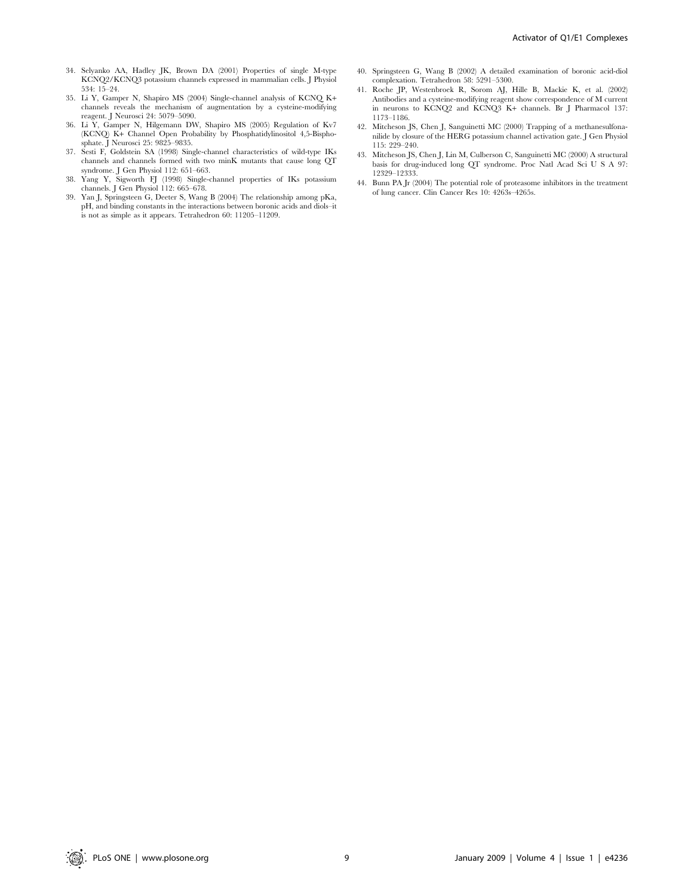34. Selyanko AA, Hadley JK, Brown DA (2001) Properties of single M-type KCNQ2/KCNQ3 potassium channels expressed in mammalian cells. J Physiol 534: 15–24.
35. Li Y, Gamper N, Shapiro MS (2004) Single-channel analysis of KCNQ K+ channels reveals the mechanism of augmentation by a cysteine-modifying reagent. J Neurosci 24: 5079–5090.
36. Li Y, Gamper N, Hilgemann DW, Shapiro MS (2005) Regulation of Kv7 (KCNQ) K+ Channel Open Probability by Phosphatidylinositol 4,5-Bisphosphate. J Neurosci 25: 9825–9835.
37. Sesti F, Goldstein SA (1998) Single-channel characteristics of wild-type IKs channels and channels formed with two minK mutants that cause long QT syndrome. J Gen Physiol 112: 651–663.
38. Yang Y, Sigworth FJ (1998) Single-channel properties of IKs potassium channels. J Gen Physiol 112: 665–678.
39. Yan J, Springsteen G, Deeter S, Wang B (2004) The relationship among pKa, pH, and binding constants in the interactions between boronic acids and diols–it is not as simple as it appears. Tetrahedron 60: 11205–11209.
40. Springsteen G, Wang B (2002) A detailed examination of boronic acid-diol complexation. Tetrahedron 58: 5291–5300.
41. Roche JP, Westenbroek R, Sorom AJ, Hille B, Mackie K, et al. (2002) Antibodies and a cysteine-modifying reagent show correspondence of M current in neurons to KCNQ2 and KCNQ3 K+ channels. Br J Pharmacol 137: 1173–1186.
42. Mitcheson JS, Chen J, Sanguinetti MC (2000) Trapping of a methanesulfonanilide by closure of the HERG potassium channel activation gate. J Gen Physiol 115: 229–240.
43. Mitcheson JS, Chen J, Lin M, Culberson C, Sanguinetti MC (2000) A structural basis for drug-induced long QT syndrome. Proc Natl Acad Sci U S A 97: 12329–12333.
44. Bunn PA Jr (2004) The potential role of proteasome inhibitors in the treatment of lung cancer. Clin Cancer Res 10: 4263s–4265s.